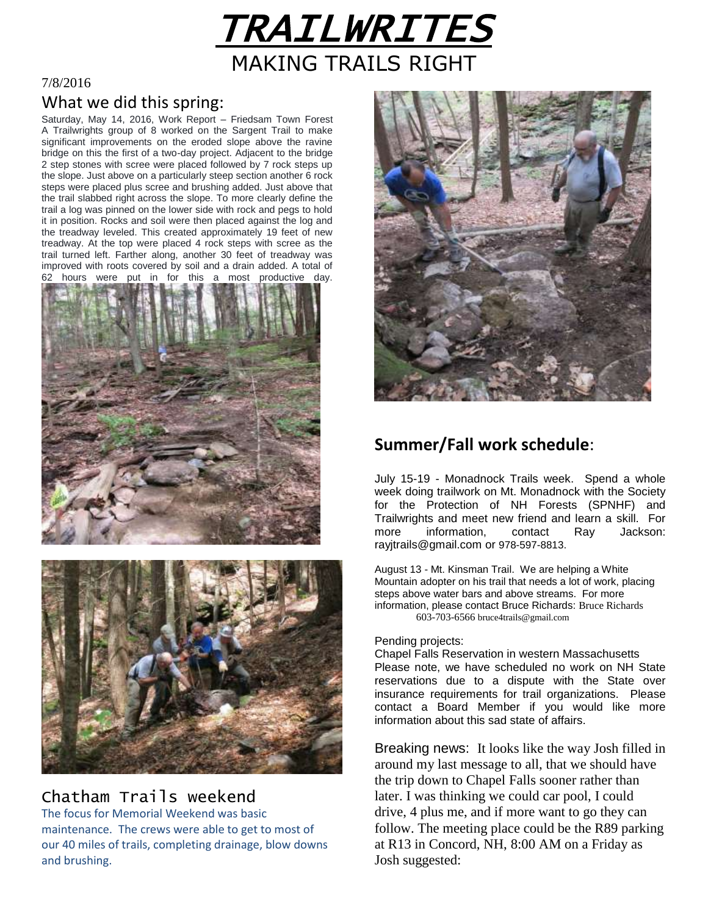# TRAILWRITES

## MAKING TRAILS RIGHT

7/8/2016

## What we did this spring:

Saturday, May 14, 2016, Work Report – Friedsam Town Forest A Trailwrights group of 8 worked on the Sargent Trail to make significant improvements on the eroded slope above the ravine bridge on this the first of a two-day project. Adjacent to the bridge 2 step stones with scree were placed followed by 7 rock steps up the slope. Just above on a particularly steep section another 6 rock steps were placed plus scree and brushing added. Just above that the trail slabbed right across the slope. To more clearly define the trail a log was pinned on the lower side with rock and pegs to hold it in position. Rocks and soil were then placed against the log and the treadway leveled. This created approximately 19 feet of new treadway. At the top were placed 4 rock steps with scree as the trail turned left. Farther along, another 30 feet of treadway was improved with roots covered by soil and a drain added. A total of 62 hours were put in for this a most productive day.

## Chatham Trails weekend

The focus for Memorial Weekend was basic maintenance. The crews were able to get to most of our 40 miles of trails, completing drainage, blow downs and brushing.

## **Summer/Fall work schedule**:

July 15-19 - Monadnock Trails week. Spend a whole week doing trailwork on Mt. Monadnock with the Society for the Protection of NH Forests (SPNHF) and Trailwrights and meet new friend and learn a skill. For more information, contact Ray Jackson: rayjtrails@gmail.com or 978-597-8813.

August 13 - Mt. Kinsman Trail. We are helping a White Mountain adopter on his trail that needs a lot of work, placing steps above water bars and above streams. For more information, please contact Bruce Richards: Bruce Richards 603-703-6566 bruce4trails@gmail.com

Pending projects:

Chapel Falls Reservation in western Massachusetts

Please note, we have scheduled no work on NH State reservations due to a dispute with the State over insurance requirements for trail organizations. Please contact a Board Member if you would like more information about this sad state of affairs.

Breaking news: It looks like the way Josh filled in around my last message to all, that we should have the trip down to Chapel Falls sooner rather than later. I was thinking we could car pool, I could drive, 4 plus me, and if more want to go they can follow. The meeting place could be the R89 parking at R13 in Concord, NH, 8:00 AM on a Friday as Josh suggested: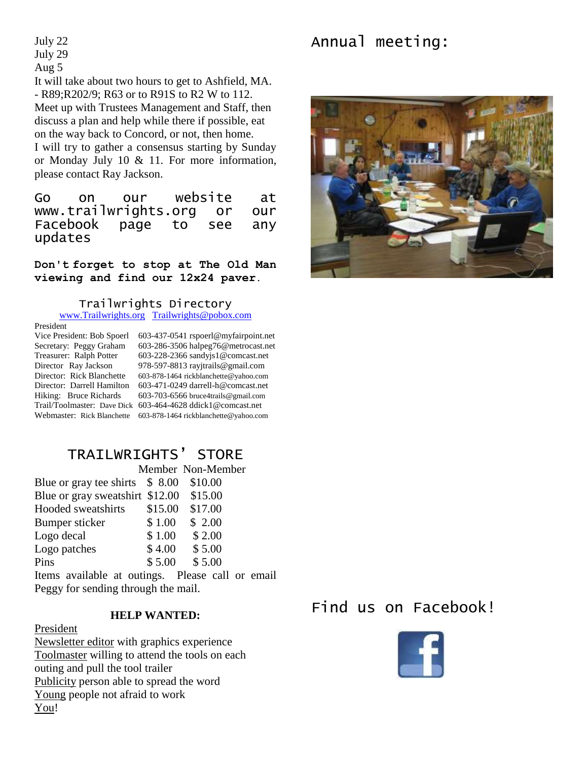July 22
July 29
Aug 5

It will take about two hours to get to Ashfield, MA. - R89;R202/9; R63 or to R91S to R2 W to 112. Meet up with Trustees Management and Staff, then discuss a plan and help while there if possible, eat on the way back to Concord, or not, then home. I will try to gather a consensus starting by Sunday or Monday July 10 & 11. For more information, please contact Ray Jackson.

Go on our website at www.trailwrights.org or our Facebook page to see any updates

**Don't forget to stop at The Old Man viewing and find our 12x24 paver.**

## Trailwrights Directory

www.Trailwrights.org Trailwrights@pobox.com

| | |
|---|---|
| President | |
| Vice President: Bob Spoerl | 603-437-0541 rspoerl@myfairpoint.net |
| Secretary: Peggy Graham | 603-286-3506 halpeg76@metrocast.net |
| Treasurer: Ralph Potter | 603-228-2366 sandyjs1@comcast.net |
| Director Ray Jackson | 978-597-8813 rayjtrails@gmail.com |
| Director: Rick Blanchette | 603-878-1464 rickblanchette@yahoo.com |
| Director: Darrell Hamilton | 603-471-0249 darrell-h@comcast.net |
| Hiking: Bruce Richards | 603-703-6566 bruce4trails@gmail.com |
| Trail/Toolmaster: Dave Dick | 603-464-4628 ddick1@comcast.net |
| Webmaster: Rick Blanchette | 603-878-1464 rickblanchette@yahoo.com |

## TRAILWRIGHTS' STORE

| | Member | Non-Member |
|---|---|---|
| Blue or gray tee shirts | $ 8.00 | $10.00 |
| Blue or gray sweatshirt | $12.00 | $15.00 |
| Hooded sweatshirts | $15.00 | $17.00 |
| Bumper sticker | $ 1.00 | $ 2.00 |
| Logo decal | $ 1.00 | $ 2.00 |
| Logo patches | $ 4.00 | $ 5.00 |
| Pins | $ 5.00 | $ 5.00 |

Items available at outings. Please call or email Peggy for sending through the mail.

**HELP WANTED:**

President
Newsletter editor with graphics experience
Toolmaster willing to attend the tools on each outing and pull the tool trailer
Publicity person able to spread the word
Young people not afraid to work
You!

## Annual meeting:

## Find us on Facebook!